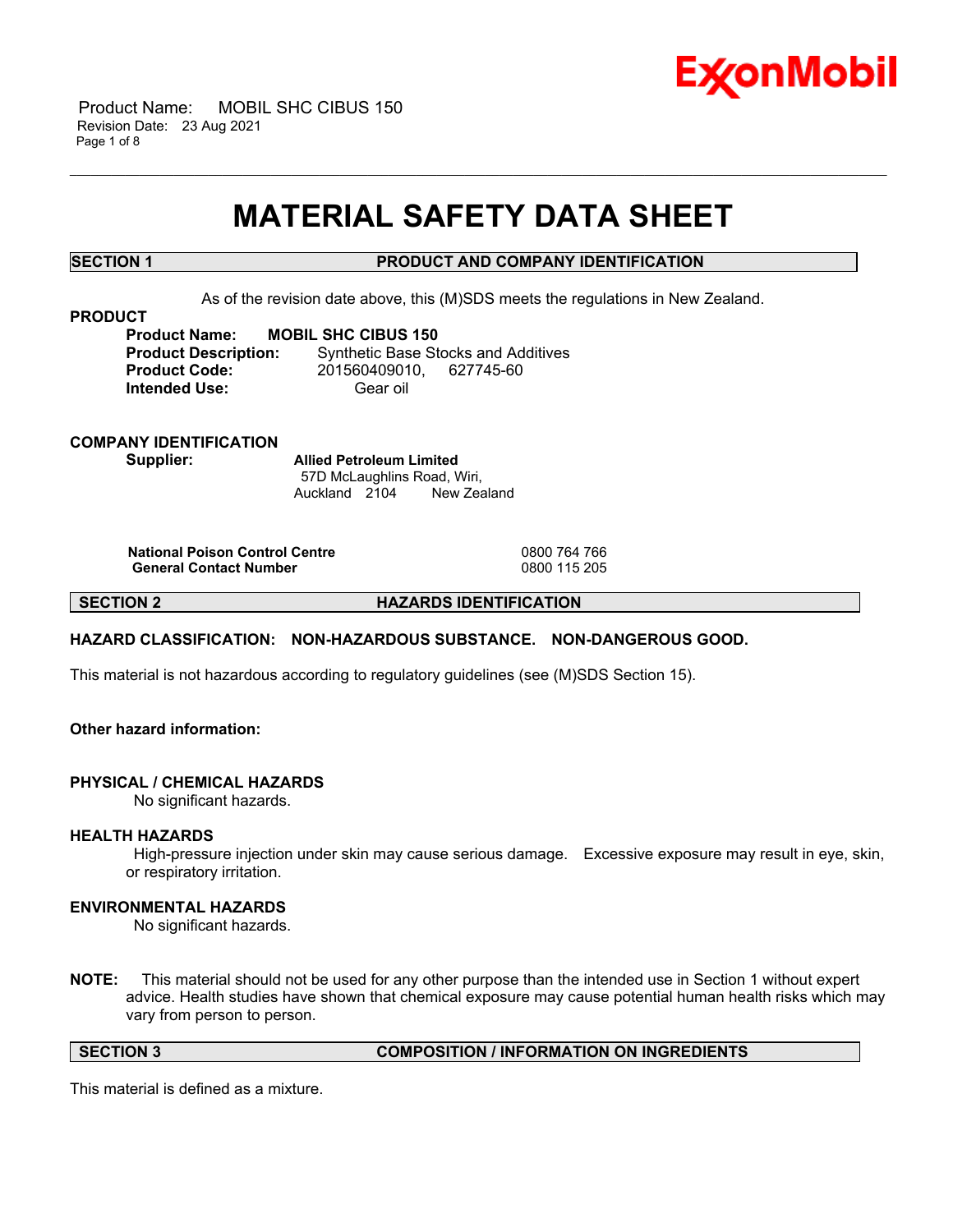# MATERIAL SAFETY DATA SHEET

## SECTION 1 PRODUCT AND COMPANY IDENTIFICATION

As of the revision date above, this (M)SDS meets the regulations in New Zealand.

**PRODUCT**

**Product Name:** **MOBIL SHC CIBUS 150**
**Product Description:** Synthetic Base Stocks and Additives
**Product Code:** 201560409010, 627745-60
**Intended Use:** Gear oil

**COMPANY IDENTIFICATION**

**Supplier:** **Allied Petroleum Limited**
57D McLaughlins Road, Wiri,
Auckland 2104 New Zealand

| | |
|---|---|
| **National Poison Control Centre** | 0800 764 766 |
| **General Contact Number** | 0800 115 205 |

## SECTION 2 HAZARDS IDENTIFICATION

**HAZARD CLASSIFICATION: NON-HAZARDOUS SUBSTANCE. NON-DANGEROUS GOOD.**

This material is not hazardous according to regulatory guidelines (see (M)SDS Section 15).

**Other hazard information:**

**PHYSICAL / CHEMICAL HAZARDS**

No significant hazards.

**HEALTH HAZARDS**

High-pressure injection under skin may cause serious damage. Excessive exposure may result in eye, skin, or respiratory irritation.

**ENVIRONMENTAL HAZARDS**

No significant hazards.

**NOTE:** This material should not be used for any other purpose than the intended use in Section 1 without expert advice. Health studies have shown that chemical exposure may cause potential human health risks which may vary from person to person.

## SECTION 3 COMPOSITION / INFORMATION ON INGREDIENTS

This material is defined as a mixture.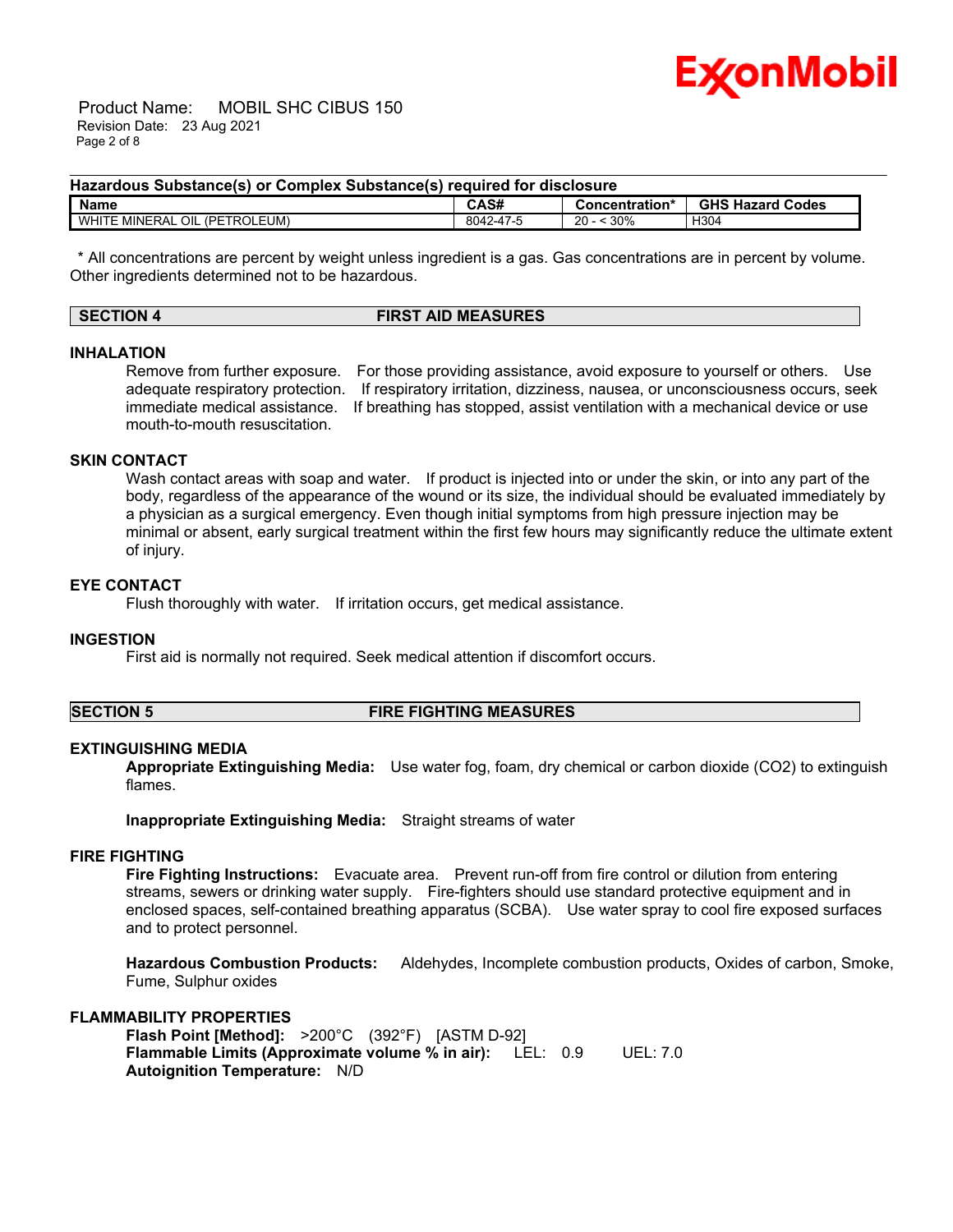**Hazardous Substance(s) or Complex Substance(s) required for disclosure**

| Name | CAS# | Concentration* | GHS Hazard Codes |
| --- | --- | --- | --- |
| WHITE MINERAL OIL (PETROLEUM) | 8042-47-5 | 20 - < 30% | H304 |

* All concentrations are percent by weight unless ingredient is a gas. Gas concentrations are in percent by volume.
Other ingredients determined not to be hazardous.

## SECTION 4 FIRST AID MEASURES

### INHALATION

Remove from further exposure. For those providing assistance, avoid exposure to yourself or others. Use adequate respiratory protection. If respiratory irritation, dizziness, nausea, or unconsciousness occurs, seek immediate medical assistance. If breathing has stopped, assist ventilation with a mechanical device or use mouth-to-mouth resuscitation.

### SKIN CONTACT

Wash contact areas with soap and water. If product is injected into or under the skin, or into any part of the body, regardless of the appearance of the wound or its size, the individual should be evaluated immediately by a physician as a surgical emergency. Even though initial symptoms from high pressure injection may be minimal or absent, early surgical treatment within the first few hours may significantly reduce the ultimate extent of injury.

### EYE CONTACT

Flush thoroughly with water. If irritation occurs, get medical assistance.

### INGESTION

First aid is normally not required. Seek medical attention if discomfort occurs.

## SECTION 5 FIRE FIGHTING MEASURES

### EXTINGUISHING MEDIA

**Appropriate Extinguishing Media:** Use water fog, foam, dry chemical or carbon dioxide ($CO_2$) to extinguish flames.

**Inappropriate Extinguishing Media:** Straight streams of water

### FIRE FIGHTING

**Fire Fighting Instructions:** Evacuate area. Prevent run-off from fire control or dilution from entering streams, sewers or drinking water supply. Fire-fighters should use standard protective equipment and in enclosed spaces, self-contained breathing apparatus (SCBA). Use water spray to cool fire exposed surfaces and to protect personnel.

**Hazardous Combustion Products:** Aldehydes, Incomplete combustion products, Oxides of carbon, Smoke, Fume, Sulphur oxides

### FLAMMABILITY PROPERTIES

**Flash Point [Method]:** >200°C (392°F) [ASTM D-92]
**Flammable Limits (Approximate volume % in air):** LEL: 0.9 UEL: 7.0
**Autoignition Temperature:** N/D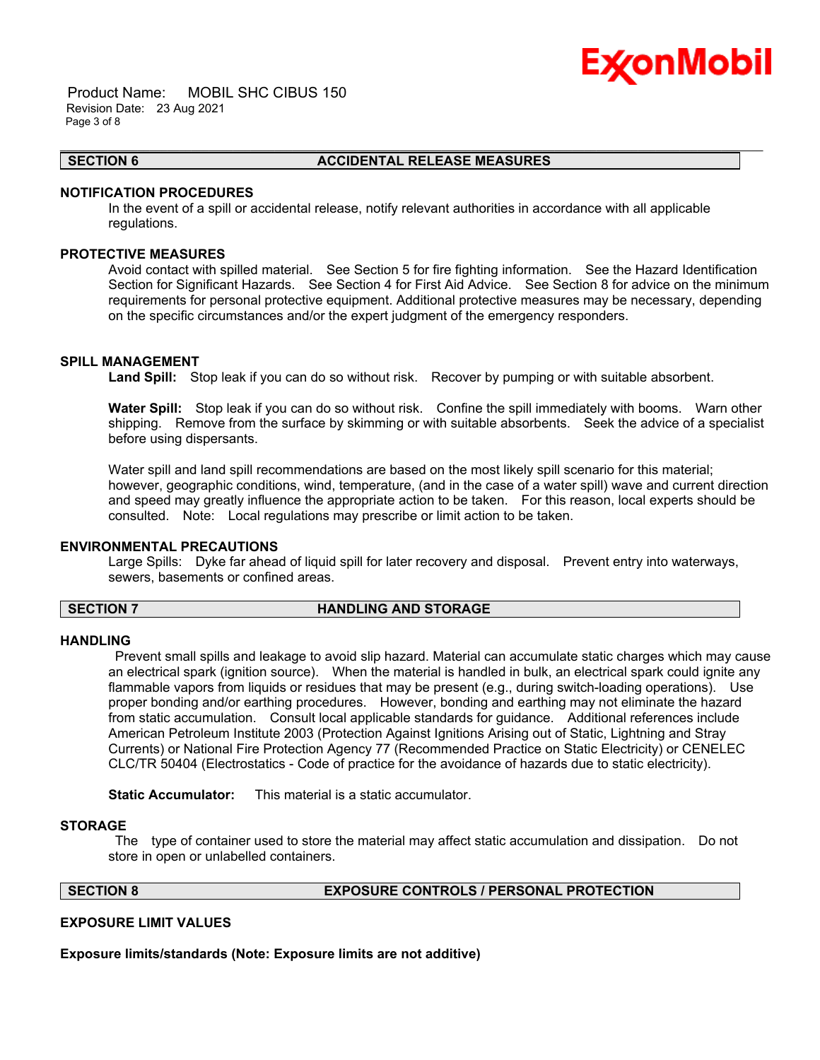## SECTION 6 ACCIDENTAL RELEASE MEASURES

### NOTIFICATION PROCEDURES

In the event of a spill or accidental release, notify relevant authorities in accordance with all applicable regulations.

### PROTECTIVE MEASURES

Avoid contact with spilled material. See Section 5 for fire fighting information. See the Hazard Identification Section for Significant Hazards. See Section 4 for First Aid Advice. See Section 8 for advice on the minimum requirements for personal protective equipment. Additional protective measures may be necessary, depending on the specific circumstances and/or the expert judgment of the emergency responders.

### SPILL MANAGEMENT

**Land Spill:** Stop leak if you can do so without risk. Recover by pumping or with suitable absorbent.

**Water Spill:** Stop leak if you can do so without risk. Confine the spill immediately with booms. Warn other shipping. Remove from the surface by skimming or with suitable absorbents. Seek the advice of a specialist before using dispersants.

Water spill and land spill recommendations are based on the most likely spill scenario for this material; however, geographic conditions, wind, temperature, (and in the case of a water spill) wave and current direction and speed may greatly influence the appropriate action to be taken. For this reason, local experts should be consulted. Note: Local regulations may prescribe or limit action to be taken.

### ENVIRONMENTAL PRECAUTIONS

Large Spills: Dyke far ahead of liquid spill for later recovery and disposal. Prevent entry into waterways, sewers, basements or confined areas.

## SECTION 7 HANDLING AND STORAGE

### HANDLING

Prevent small spills and leakage to avoid slip hazard. Material can accumulate static charges which may cause an electrical spark (ignition source). When the material is handled in bulk, an electrical spark could ignite any flammable vapors from liquids or residues that may be present (e.g., during switch-loading operations). Use proper bonding and/or earthing procedures. However, bonding and earthing may not eliminate the hazard from static accumulation. Consult local applicable standards for guidance. Additional references include American Petroleum Institute 2003 (Protection Against Ignitions Arising out of Static, Lightning and Stray Currents) or National Fire Protection Agency 77 (Recommended Practice on Static Electricity) or CENELEC CLC/TR 50404 (Electrostatics - Code of practice for the avoidance of hazards due to static electricity).

**Static Accumulator:** This material is a static accumulator.

### STORAGE

The type of container used to store the material may affect static accumulation and dissipation. Do not store in open or unlabelled containers.

## SECTION 8 EXPOSURE CONTROLS / PERSONAL PROTECTION

### EXPOSURE LIMIT VALUES

**Exposure limits/standards (Note: Exposure limits are not additive)**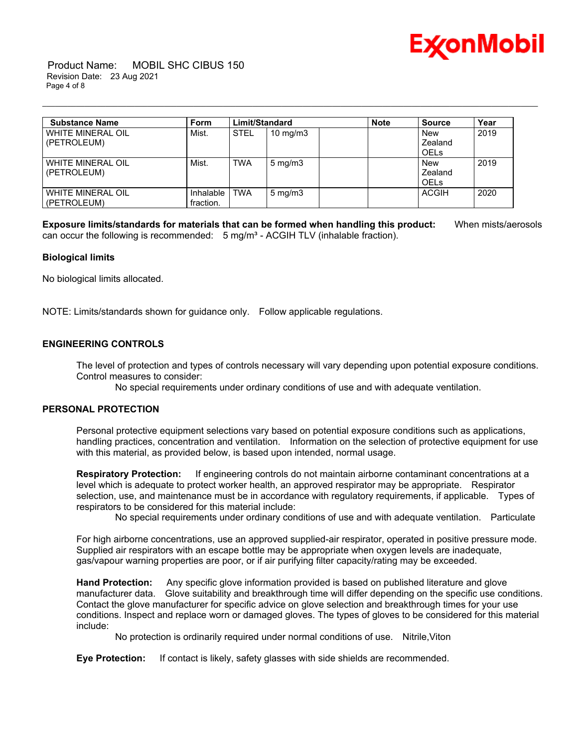| Substance Name | Form | Limit/Standard | | | Note | Source | Year |
|---|---|---|---|---|---|---|---|
| WHITE MINERAL OIL (PETROLEUM) | Mist. | STEL | 10 mg/m3 | | | New Zealand OELs | 2019 |
| WHITE MINERAL OIL (PETROLEUM) | Mist. | TWA | 5 mg/m3 | | | New Zealand OELs | 2019 |
| WHITE MINERAL OIL (PETROLEUM) | Inhalable fraction. | TWA | 5 mg/m3 | | | ACGIH | 2020 |

**Exposure limits/standards for materials that can be formed when handling this product:** When mists/aerosols can occur the following is recommended: 5 mg/m³ - ACGIH TLV (inhalable fraction).

**Biological limits**

No biological limits allocated.

NOTE: Limits/standards shown for guidance only. Follow applicable regulations.

## ENGINEERING CONTROLS

The level of protection and types of controls necessary will vary depending upon potential exposure conditions. Control measures to consider:

No special requirements under ordinary conditions of use and with adequate ventilation.

## PERSONAL PROTECTION

Personal protective equipment selections vary based on potential exposure conditions such as applications, handling practices, concentration and ventilation. Information on the selection of protective equipment for use with this material, as provided below, is based upon intended, normal usage.

**Respiratory Protection:** If engineering controls do not maintain airborne contaminant concentrations at a level which is adequate to protect worker health, an approved respirator may be appropriate. Respirator selection, use, and maintenance must be in accordance with regulatory requirements, if applicable. Types of respirators to be considered for this material include:

No special requirements under ordinary conditions of use and with adequate ventilation. Particulate

For high airborne concentrations, use an approved supplied-air respirator, operated in positive pressure mode. Supplied air respirators with an escape bottle may be appropriate when oxygen levels are inadequate, gas/vapour warning properties are poor, or if air purifying filter capacity/rating may be exceeded.

**Hand Protection:** Any specific glove information provided is based on published literature and glove manufacturer data. Glove suitability and breakthrough time will differ depending on the specific use conditions. Contact the glove manufacturer for specific advice on glove selection and breakthrough times for your use conditions. Inspect and replace worn or damaged gloves. The types of gloves to be considered for this material include:

No protection is ordinarily required under normal conditions of use. Nitrile,Viton

**Eye Protection:** If contact is likely, safety glasses with side shields are recommended.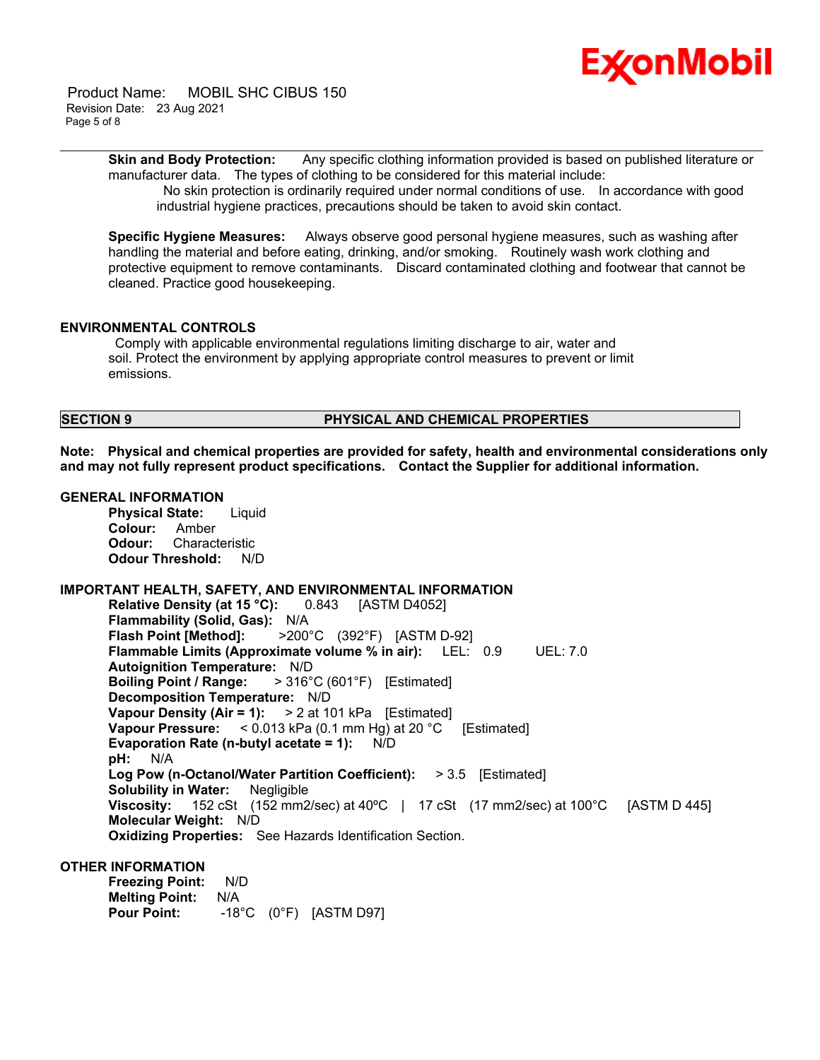**Skin and Body Protection:** Any specific clothing information provided is based on published literature or manufacturer data. The types of clothing to be considered for this material include:

No skin protection is ordinarily required under normal conditions of use. In accordance with good industrial hygiene practices, precautions should be taken to avoid skin contact.

**Specific Hygiene Measures:** Always observe good personal hygiene measures, such as washing after handling the material and before eating, drinking, and/or smoking. Routinely wash work clothing and protective equipment to remove contaminants. Discard contaminated clothing and footwear that cannot be cleaned. Practice good housekeeping.

### ENVIRONMENTAL CONTROLS

Comply with applicable environmental regulations limiting discharge to air, water and soil. Protect the environment by applying appropriate control measures to prevent or limit emissions.

## SECTION 9 PHYSICAL AND CHEMICAL PROPERTIES

**Note: Physical and chemical properties are provided for safety, health and environmental considerations only and may not fully represent product specifications. Contact the Supplier for additional information.**

### GENERAL INFORMATION

**Physical State:** Liquid
**Colour:** Amber
**Odour:** Characteristic
**Odour Threshold:** N/D

### IMPORTANT HEALTH, SAFETY, AND ENVIRONMENTAL INFORMATION

**Relative Density (at 15 °C):** 0.843 [ASTM D4052]
**Flammability (Solid, Gas):** N/A
**Flash Point [Method]:** >200°C (392°F) [ASTM D-92]
**Flammable Limits (Approximate volume % in air):** LEL: 0.9 UEL: 7.0
**Autoignition Temperature:** N/D
**Boiling Point / Range:** > 316°C (601°F) [Estimated]
**Decomposition Temperature:** N/D
**Vapour Density (Air = 1):** > 2 at 101 kPa [Estimated]
**Vapour Pressure:** < 0.013 kPa (0.1 mm Hg) at 20 °C [Estimated]
**Evaporation Rate (n-butyl acetate = 1):** N/D
**pH:** N/A
**Log Pow (n-Octanol/Water Partition Coefficient):** > 3.5 [Estimated]
**Solubility in Water:** Negligible
**Viscosity:** 152 cSt (152 mm2/sec) at 40ºC | 17 cSt (17 mm2/sec) at 100°C [ASTM D 445]
**Molecular Weight:** N/D
**Oxidizing Properties:** See Hazards Identification Section.

### OTHER INFORMATION

**Freezing Point:** N/D
**Melting Point:** N/A
**Pour Point:** -18°C (0°F) [ASTM D97]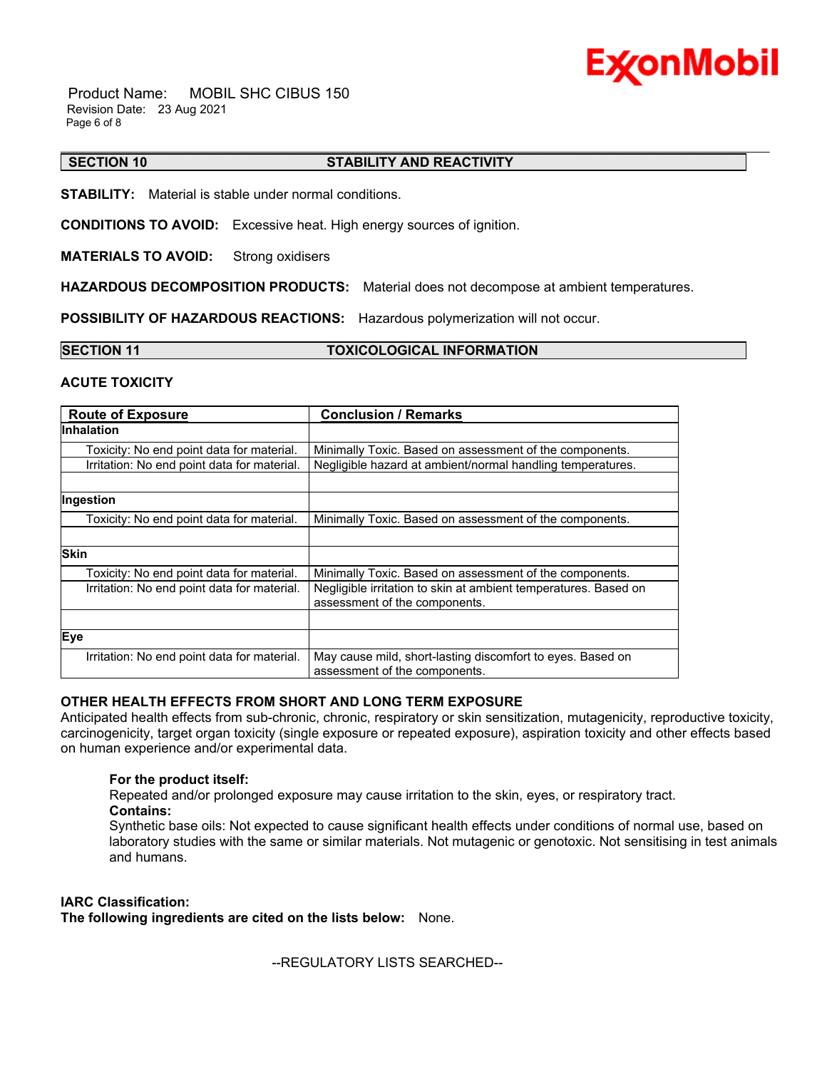## SECTION 10 STABILITY AND REACTIVITY

**STABILITY:** Material is stable under normal conditions.

**CONDITIONS TO AVOID:** Excessive heat. High energy sources of ignition.

**MATERIALS TO AVOID:** Strong oxidisers

**HAZARDOUS DECOMPOSITION PRODUCTS:** Material does not decompose at ambient temperatures.

**POSSIBILITY OF HAZARDOUS REACTIONS:** Hazardous polymerization will not occur.

## SECTION 11 TOXICOLOGICAL INFORMATION

### ACUTE TOXICITY

| Route of Exposure | Conclusion / Remarks |
|---|---|
| **Inhalation** | |
| Toxicity: No end point data for material. | Minimally Toxic. Based on assessment of the components. |
| Irritation: No end point data for material. | Negligible hazard at ambient/normal handling temperatures. |
| | |
| **Ingestion** | |
| Toxicity: No end point data for material. | Minimally Toxic. Based on assessment of the components. |
| | |
| **Skin** | |
| Toxicity: No end point data for material. | Minimally Toxic. Based on assessment of the components. |
| Irritation: No end point data for material. | Negligible irritation to skin at ambient temperatures. Based on assessment of the components. |
| | |
| **Eye** | |
| Irritation: No end point data for material. | May cause mild, short-lasting discomfort to eyes. Based on assessment of the components. |

### OTHER HEALTH EFFECTS FROM SHORT AND LONG TERM EXPOSURE

Anticipated health effects from sub-chronic, chronic, respiratory or skin sensitization, mutagenicity, reproductive toxicity, carcinogenicity, target organ toxicity (single exposure or repeated exposure), aspiration toxicity and other effects based on human experience and/or experimental data.

**For the product itself:**
Repeated and/or prolonged exposure may cause irritation to the skin, eyes, or respiratory tract.
**Contains:**
Synthetic base oils: Not expected to cause significant health effects under conditions of normal use, based on laboratory studies with the same or similar materials. Not mutagenic or genotoxic. Not sensitising in test animals and humans.

**IARC Classification:**
**The following ingredients are cited on the lists below:** None.

--REGULATORY LISTS SEARCHED--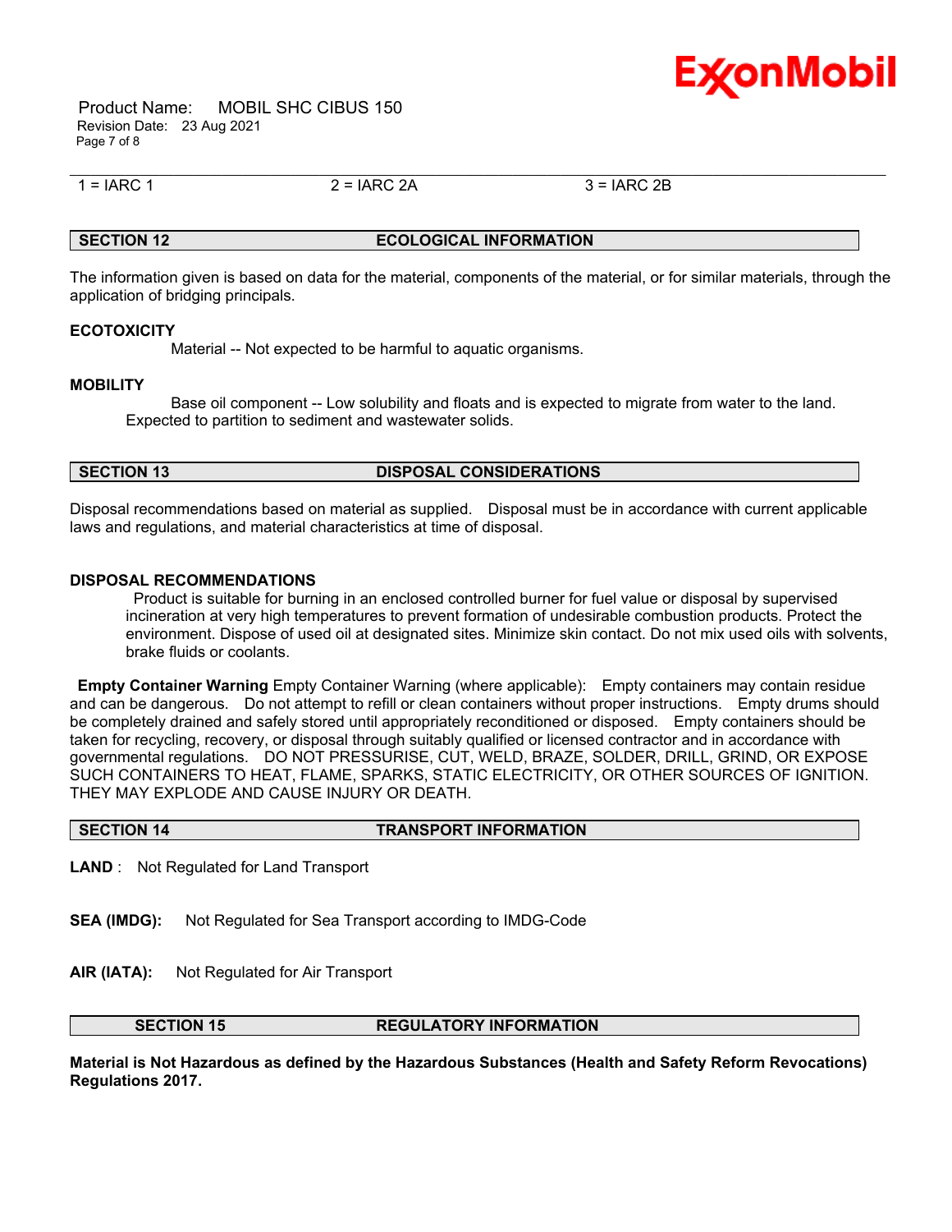| 1 = IARC 1 | 2 = IARC 2A | 3 = IARC 2B |
|---|---|---|

## SECTION 12 ECOLOGICAL INFORMATION

The information given is based on data for the material, components of the material, or for similar materials, through the application of bridging principals.

**ECOTOXICITY**

Material -- Not expected to be harmful to aquatic organisms.

**MOBILITY**

Base oil component -- Low solubility and floats and is expected to migrate from water to the land. Expected to partition to sediment and wastewater solids.

## SECTION 13 DISPOSAL CONSIDERATIONS

Disposal recommendations based on material as supplied. Disposal must be in accordance with current applicable laws and regulations, and material characteristics at time of disposal.

**DISPOSAL RECOMMENDATIONS**

Product is suitable for burning in an enclosed controlled burner for fuel value or disposal by supervised incineration at very high temperatures to prevent formation of undesirable combustion products. Protect the environment. Dispose of used oil at designated sites. Minimize skin contact. Do not mix used oils with solvents, brake fluids or coolants.

**Empty Container Warning** Empty Container Warning (where applicable): Empty containers may contain residue and can be dangerous. Do not attempt to refill or clean containers without proper instructions. Empty drums should be completely drained and safely stored until appropriately reconditioned or disposed. Empty containers should be taken for recycling, recovery, or disposal through suitably qualified or licensed contractor and in accordance with governmental regulations. DO NOT PRESSURISE, CUT, WELD, BRAZE, SOLDER, DRILL, GRIND, OR EXPOSE SUCH CONTAINERS TO HEAT, FLAME, SPARKS, STATIC ELECTRICITY, OR OTHER SOURCES OF IGNITION. THEY MAY EXPLODE AND CAUSE INJURY OR DEATH.

## SECTION 14 TRANSPORT INFORMATION

**LAND** : Not Regulated for Land Transport

**SEA (IMDG):** Not Regulated for Sea Transport according to IMDG-Code

**AIR (IATA):** Not Regulated for Air Transport

## SECTION 15 REGULATORY INFORMATION

**Material is Not Hazardous as defined by the Hazardous Substances (Health and Safety Reform Revocations) Regulations 2017.**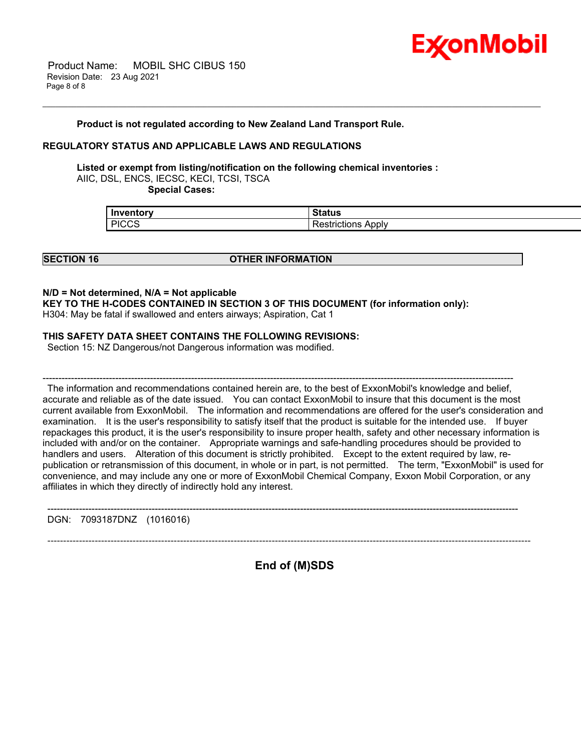**Product is not regulated according to New Zealand Land Transport Rule.**

**REGULATORY STATUS AND APPLICABLE LAWS AND REGULATIONS**

**Listed or exempt from listing/notification on the following chemical inventories :**
AIIC, DSL, ENCS, IECSC, KECI, TCSI, TSCA

**Special Cases:**

| Inventory | Status |
|---|---|
| PICCS | Restrictions Apply |

## SECTION 16 OTHER INFORMATION

**N/D = Not determined, N/A = Not applicable**

**KEY TO THE H-CODES CONTAINED IN SECTION 3 OF THIS DOCUMENT (for information only):**

H304: May be fatal if swallowed and enters airways; Aspiration, Cat 1

**THIS SAFETY DATA SHEET CONTAINS THE FOLLOWING REVISIONS:**

Section 15: NZ Dangerous/not Dangerous information was modified.

-----------------------------------------------------------------------------------------------------------------------------------------------

The information and recommendations contained herein are, to the best of ExxonMobil's knowledge and belief, accurate and reliable as of the date issued. You can contact ExxonMobil to insure that this document is the most current available from ExxonMobil. The information and recommendations are offered for the user's consideration and examination. It is the user's responsibility to satisfy itself that the product is suitable for the intended use. If buyer repackages this product, it is the user's responsibility to insure proper health, safety and other necessary information is included with and/or on the container. Appropriate warnings and safe-handling procedures should be provided to handlers and users. Alteration of this document is strictly prohibited. Except to the extent required by law, re-publication or retransmission of this document, in whole or in part, is not permitted. The term, "ExxonMobil" is used for convenience, and may include any one or more of ExxonMobil Chemical Company, Exxon Mobil Corporation, or any affiliates in which they directly of indirectly hold any interest.

-----------------------------------------------------------------------------------------------------------------------------------------------

DGN: 7093187DNZ (1016016)

-----------------------------------------------------------------------------------------------------------------------------------------------

**End of (M)SDS**